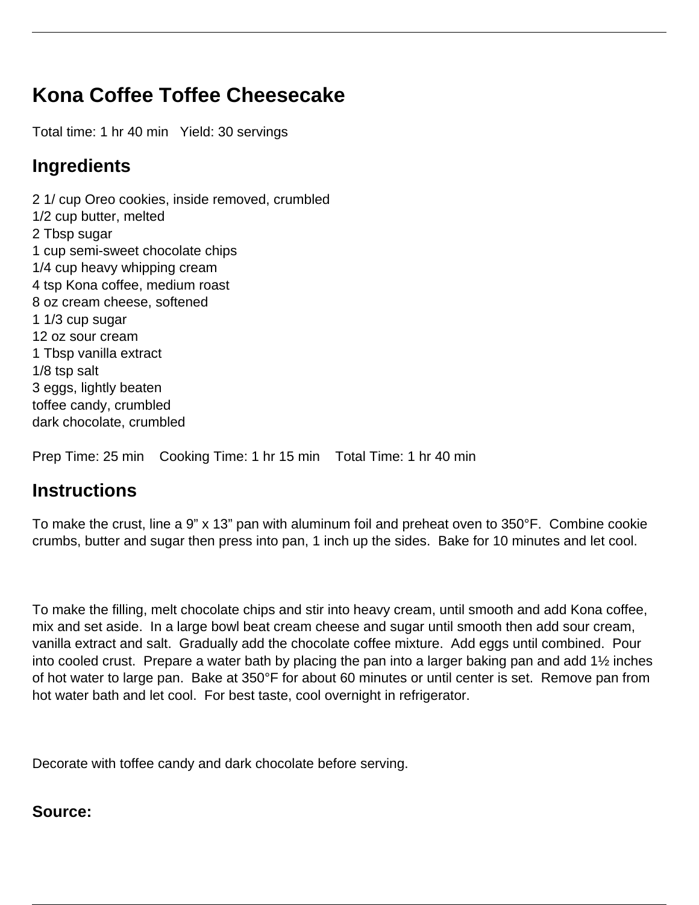# Kona Coffee Toffee Cheesecake

Total time: 1 hr 40 min   Yield: 30 servings

## Ingredients

2 1/ cup Oreo cookies, inside removed, crumbled
1/2 cup butter, melted
2 Tbsp sugar
1 cup semi-sweet chocolate chips
1/4 cup heavy whipping cream
4 tsp Kona coffee, medium roast
8 oz cream cheese, softened
1 1/3 cup sugar
12 oz sour cream
1 Tbsp vanilla extract
1/8 tsp salt
3 eggs, lightly beaten
toffee candy, crumbled
dark chocolate, crumbled

Prep Time: 25 min    Cooking Time: 1 hr 15 min    Total Time: 1 hr 40 min

## Instructions

To make the crust, line a 9" x 13" pan with aluminum foil and preheat oven to 350°F.  Combine cookie crumbs, butter and sugar then press into pan, 1 inch up the sides.  Bake for 10 minutes and let cool.

To make the filling, melt chocolate chips and stir into heavy cream, until smooth and add Kona coffee, mix and set aside.  In a large bowl beat cream cheese and sugar until smooth then add sour cream, vanilla extract and salt.  Gradually add the chocolate coffee mixture.  Add eggs until combined.  Pour into cooled crust.  Prepare a water bath by placing the pan into a larger baking pan and add 1½ inches of hot water to large pan.  Bake at 350°F for about 60 minutes or until center is set.  Remove pan from hot water bath and let cool.  For best taste, cool overnight in refrigerator.

Decorate with toffee candy and dark chocolate before serving.

**Source:**